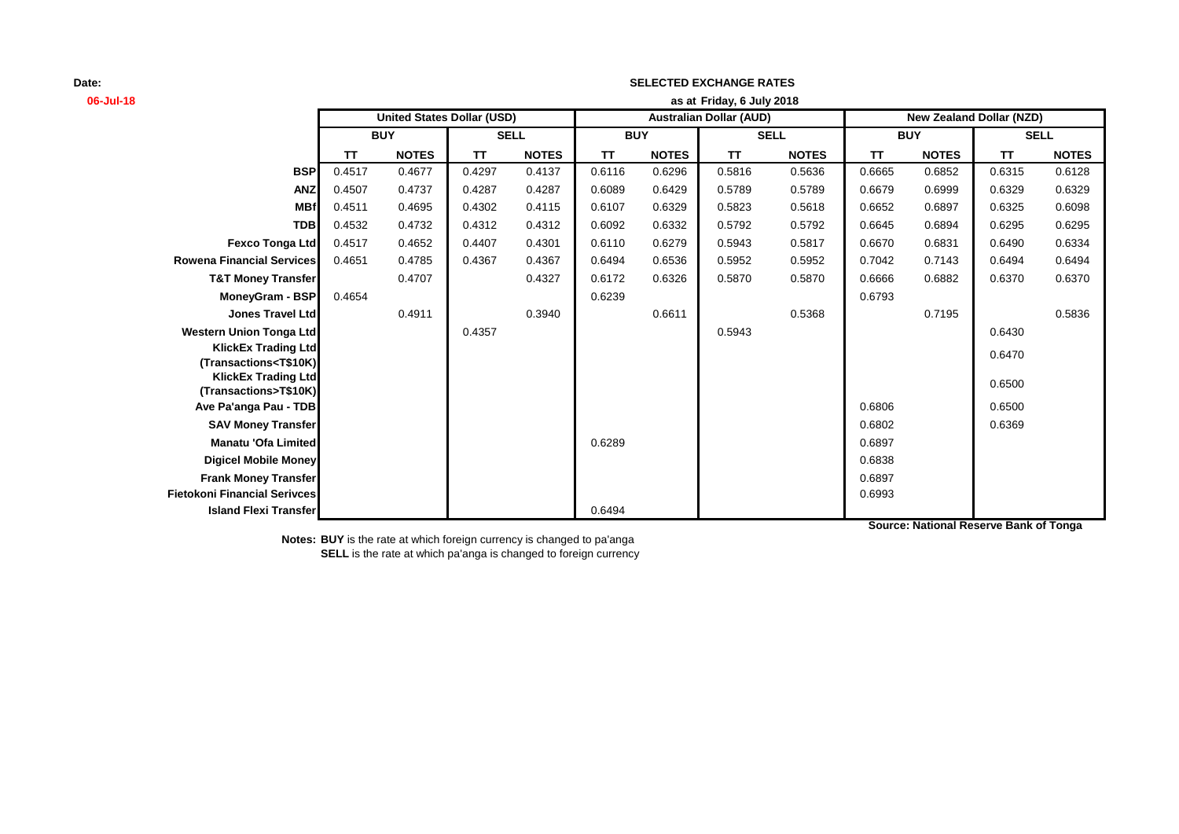**Date:** 06-Jul-18

## SELECTED EXCHANGE RATES

**as at Friday, 6 July 2018**

| | United States Dollar (USD) | | | | Australian Dollar (AUD) | | | | New Zealand Dollar (NZD) | | | |
|---|---|---|---|---|---|---|---|---|---|---|---|---|
| | BUY | | SELL | | BUY | | SELL | | BUY | | SELL | |
| | TT | NOTES | TT | NOTES | TT | NOTES | TT | NOTES | TT | NOTES | TT | NOTES |
| **BSP** | 0.4517 | 0.4677 | 0.4297 | 0.4137 | 0.6116 | 0.6296 | 0.5816 | 0.5636 | 0.6665 | 0.6852 | 0.6315 | 0.6128 |
| **ANZ** | 0.4507 | 0.4737 | 0.4287 | 0.4287 | 0.6089 | 0.6429 | 0.5789 | 0.5789 | 0.6679 | 0.6999 | 0.6329 | 0.6329 |
| **MBf** | 0.4511 | 0.4695 | 0.4302 | 0.4115 | 0.6107 | 0.6329 | 0.5823 | 0.5618 | 0.6652 | 0.6897 | 0.6325 | 0.6098 |
| **TDB** | 0.4532 | 0.4732 | 0.4312 | 0.4312 | 0.6092 | 0.6332 | 0.5792 | 0.5792 | 0.6645 | 0.6894 | 0.6295 | 0.6295 |
| **Fexco Tonga Ltd** | 0.4517 | 0.4652 | 0.4407 | 0.4301 | 0.6110 | 0.6279 | 0.5943 | 0.5817 | 0.6670 | 0.6831 | 0.6490 | 0.6334 |
| **Rowena Financial Services** | 0.4651 | 0.4785 | 0.4367 | 0.4367 | 0.6494 | 0.6536 | 0.5952 | 0.5952 | 0.7042 | 0.7143 | 0.6494 | 0.6494 |
| **T&T Money Transfer** | | 0.4707 | | 0.4327 | 0.6172 | 0.6326 | 0.5870 | 0.5870 | 0.6666 | 0.6882 | 0.6370 | 0.6370 |
| **MoneyGram - BSP** | 0.4654 | | | | 0.6239 | | | | 0.6793 | | | |
| **Jones Travel Ltd** | | 0.4911 | | 0.3940 | | 0.6611 | | 0.5368 | | 0.7195 | | 0.5836 |
| **Western Union Tonga Ltd** | | | 0.4357 | | | | 0.5943 | | | | 0.6430 | |
| **KlickEx Trading Ltd (Transactions<T$10K)** | | | | | | | | | | | 0.6470 | |
| **KlickEx Trading Ltd (Transactions>T$10K)** | | | | | | | | | | | 0.6500 | |
| **Ave Pa'anga Pau - TDB** | | | | | | | | | 0.6806 | | 0.6500 | |
| **SAV Money Transfer** | | | | | | | | | 0.6802 | | 0.6369 | |
| **Manatu 'Ofa Limited** | | | | | 0.6289 | | | | 0.6897 | | | |
| **Digicel Mobile Money** | | | | | | | | | 0.6838 | | | |
| **Frank Money Transfer** | | | | | | | | | 0.6897 | | | |
| **Fietokoni Financial Serivces** | | | | | | | | | 0.6993 | | | |
| **Island Flexi Transfer** | | | | | 0.6494 | | | | | | | |

**Source: National Reserve Bank of Tonga**

**Notes: BUY** is the rate at which foreign currency is changed to pa'anga
**SELL** is the rate at which pa'anga is changed to foreign currency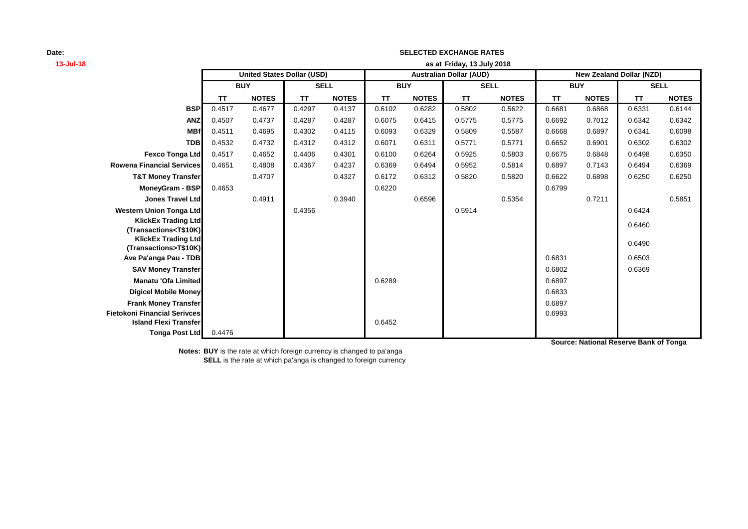**Date:**
**13-Jul-18**

**SELECTED EXCHANGE RATES**
**as at Friday, 13 July 2018**

| | United States Dollar (USD) | | | | Australian Dollar (AUD) | | | | New Zealand Dollar (NZD) | | | |
|---|---|---|---|---|---|---|---|---|---|---|---|---|
| | BUY | | SELL | | BUY | | SELL | | BUY | | SELL | |
| | TT | NOTES | TT | NOTES | TT | NOTES | TT | NOTES | TT | NOTES | TT | NOTES |
| **BSP** | 0.4517 | 0.4677 | 0.4297 | 0.4137 | 0.6102 | 0.6282 | 0.5802 | 0.5622 | 0.6681 | 0.6868 | 0.6331 | 0.6144 |
| **ANZ** | 0.4507 | 0.4737 | 0.4287 | 0.4287 | 0.6075 | 0.6415 | 0.5775 | 0.5775 | 0.6692 | 0.7012 | 0.6342 | 0.6342 |
| **MBf** | 0.4511 | 0.4695 | 0.4302 | 0.4115 | 0.6093 | 0.6329 | 0.5809 | 0.5587 | 0.6668 | 0.6897 | 0.6341 | 0.6098 |
| **TDB** | 0.4532 | 0.4732 | 0.4312 | 0.4312 | 0.6071 | 0.6311 | 0.5771 | 0.5771 | 0.6652 | 0.6901 | 0.6302 | 0.6302 |
| **Fexco Tonga Ltd** | 0.4517 | 0.4652 | 0.4406 | 0.4301 | 0.6100 | 0.6264 | 0.5925 | 0.5803 | 0.6675 | 0.6848 | 0.6498 | 0.6350 |
| **Rowena Financial Services** | 0.4651 | 0.4808 | 0.4367 | 0.4237 | 0.6369 | 0.6494 | 0.5952 | 0.5814 | 0.6897 | 0.7143 | 0.6494 | 0.6369 |
| **T&T Money Transfer** | | 0.4707 | | 0.4327 | 0.6172 | 0.6312 | 0.5820 | 0.5820 | 0.6622 | 0.6898 | 0.6250 | 0.6250 |
| **MoneyGram - BSP** | 0.4653 | | | | 0.6220 | | | | 0.6799 | | | |
| **Jones Travel Ltd** | | 0.4911 | | 0.3940 | | 0.6596 | | 0.5354 | | 0.7211 | | 0.5851 |
| **Western Union Tonga Ltd** | | | 0.4356 | | | | 0.5914 | | | | 0.6424 | |
| **KlickEx Trading Ltd (Transactions<T$10K)** | | | | | | | | | | | 0.6460 | |
| **KlickEx Trading Ltd (Transactions>T$10K)** | | | | | | | | | | | 0.6490 | |
| **Ave Pa'anga Pau - TDB** | | | | | | | | | 0.6831 | | 0.6503 | |
| **SAV Money Transfer** | | | | | | | | | 0.6802 | | 0.6369 | |
| **Manatu 'Ofa Limited** | | | | | 0.6289 | | | | 0.6897 | | | |
| **Digicel Mobile Money** | | | | | | | | | 0.6833 | | | |
| **Frank Money Transfer** | | | | | | | | | 0.6897 | | | |
| **Fietokoni Financial Serivces** | | | | | | | | | 0.6993 | | | |
| **Island Flexi Transfer** | | | | | 0.6452 | | | | | | | |
| **Tonga Post Ltd** | 0.4476 | | | | | | | | | | | |

**Source: National Reserve Bank of Tonga**

**Notes: BUY** is the rate at which foreign currency is changed to pa'anga
**SELL** is the rate at which pa'anga is changed to foreign currency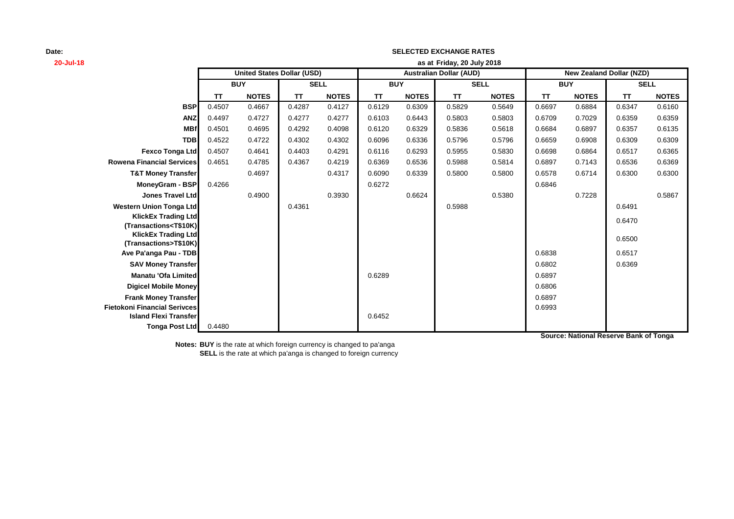**Date:** 20-Jul-18

# SELECTED EXCHANGE RATES

**as at Friday, 20 July 2018**

| | United States Dollar (USD) | | | | Australian Dollar (AUD) | | | | New Zealand Dollar (NZD) | | | |
|---|---|---|---|---|---|---|---|---|---|---|---|---|
| | BUY | | SELL | | BUY | | SELL | | BUY | | SELL | |
| | TT | NOTES | TT | NOTES | TT | NOTES | TT | NOTES | TT | NOTES | TT | NOTES |
| BSP | 0.4507 | 0.4667 | 0.4287 | 0.4127 | 0.6129 | 0.6309 | 0.5829 | 0.5649 | 0.6697 | 0.6884 | 0.6347 | 0.6160 |
| ANZ | 0.4497 | 0.4727 | 0.4277 | 0.4277 | 0.6103 | 0.6443 | 0.5803 | 0.5803 | 0.6709 | 0.7029 | 0.6359 | 0.6359 |
| MBf | 0.4501 | 0.4695 | 0.4292 | 0.4098 | 0.6120 | 0.6329 | 0.5836 | 0.5618 | 0.6684 | 0.6897 | 0.6357 | 0.6135 |
| TDB | 0.4522 | 0.4722 | 0.4302 | 0.4302 | 0.6096 | 0.6336 | 0.5796 | 0.5796 | 0.6659 | 0.6908 | 0.6309 | 0.6309 |
| Fexco Tonga Ltd | 0.4507 | 0.4641 | 0.4403 | 0.4291 | 0.6116 | 0.6293 | 0.5955 | 0.5830 | 0.6698 | 0.6864 | 0.6517 | 0.6365 |
| Rowena Financial Services | 0.4651 | 0.4785 | 0.4367 | 0.4219 | 0.6369 | 0.6536 | 0.5988 | 0.5814 | 0.6897 | 0.7143 | 0.6536 | 0.6369 |
| T&T Money Transfer | | 0.4697 | | 0.4317 | 0.6090 | 0.6339 | 0.5800 | 0.5800 | 0.6578 | 0.6714 | 0.6300 | 0.6300 |
| MoneyGram - BSP | 0.4266 | | | | 0.6272 | | | | 0.6846 | | | |
| Jones Travel Ltd | | 0.4900 | | 0.3930 | | 0.6624 | | 0.5380 | | 0.7228 | | 0.5867 |
| Western Union Tonga Ltd | | | 0.4361 | | | | 0.5988 | | | | 0.6491 | |
| KlickEx Trading Ltd (Transactions<T$10K) | | | | | | | | | | | 0.6470 | |
| KlickEx Trading Ltd (Transactions>T$10K) | | | | | | | | | | | 0.6500 | |
| Ave Pa'anga Pau - TDB | | | | | | | | | 0.6838 | | 0.6517 | |
| SAV Money Transfer | | | | | | | | | 0.6802 | | 0.6369 | |
| Manatu 'Ofa Limited | | | | | 0.6289 | | | | 0.6897 | | | |
| Digicel Mobile Money | | | | | | | | | 0.6806 | | | |
| Frank Money Transfer | | | | | | | | | 0.6897 | | | |
| Fietokoni Financial Serivces | | | | | | | | | 0.6993 | | | |
| Island Flexi Transfer | | | | | 0.6452 | | | | | | | |
| Tonga Post Ltd | 0.4480 | | | | | | | | | | | |

**Source: National Reserve Bank of Tonga**

**Notes: BUY** is the rate at which foreign currency is changed to pa'anga
**SELL** is the rate at which pa'anga is changed to foreign currency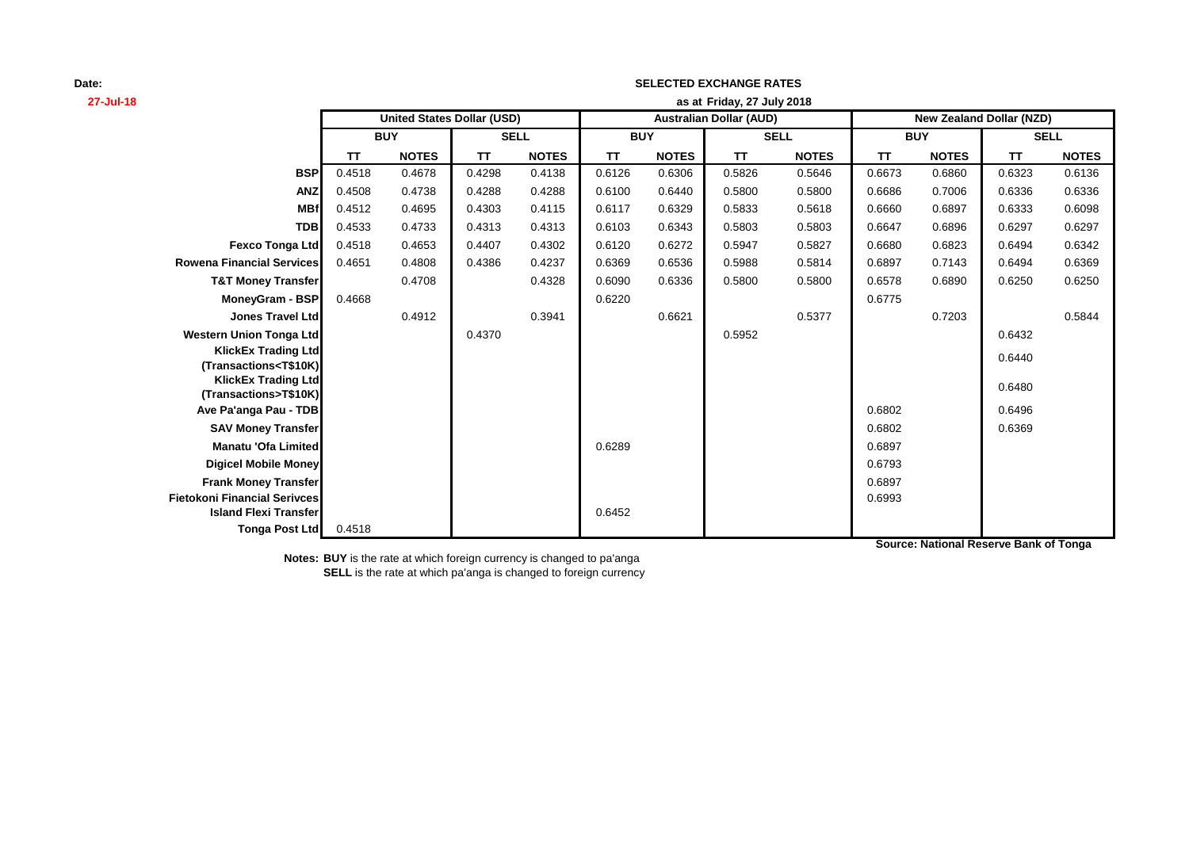**Date:**
**27-Jul-18**

## SELECTED EXCHANGE RATES

**as at Friday, 27 July 2018**

| | United States Dollar (USD) | | | | Australian Dollar (AUD) | | | | New Zealand Dollar (NZD) | | | |
|---|---|---|---|---|---|---|---|---|---|---|---|---|
| | BUY | | SELL | | BUY | | SELL | | BUY | | SELL | |
| | TT | NOTES | TT | NOTES | TT | NOTES | TT | NOTES | TT | NOTES | TT | NOTES |
| **BSP** | 0.4518 | 0.4678 | 0.4298 | 0.4138 | 0.6126 | 0.6306 | 0.5826 | 0.5646 | 0.6673 | 0.6860 | 0.6323 | 0.6136 |
| **ANZ** | 0.4508 | 0.4738 | 0.4288 | 0.4288 | 0.6100 | 0.6440 | 0.5800 | 0.5800 | 0.6686 | 0.7006 | 0.6336 | 0.6336 |
| **MBf** | 0.4512 | 0.4695 | 0.4303 | 0.4115 | 0.6117 | 0.6329 | 0.5833 | 0.5618 | 0.6660 | 0.6897 | 0.6333 | 0.6098 |
| **TDB** | 0.4533 | 0.4733 | 0.4313 | 0.4313 | 0.6103 | 0.6343 | 0.5803 | 0.5803 | 0.6647 | 0.6896 | 0.6297 | 0.6297 |
| **Fexco Tonga Ltd** | 0.4518 | 0.4653 | 0.4407 | 0.4302 | 0.6120 | 0.6272 | 0.5947 | 0.5827 | 0.6680 | 0.6823 | 0.6494 | 0.6342 |
| **Rowena Financial Services** | 0.4651 | 0.4808 | 0.4386 | 0.4237 | 0.6369 | 0.6536 | 0.5988 | 0.5814 | 0.6897 | 0.7143 | 0.6494 | 0.6369 |
| **T&T Money Transfer** | | 0.4708 | | 0.4328 | 0.6090 | 0.6336 | 0.5800 | 0.5800 | 0.6578 | 0.6890 | 0.6250 | 0.6250 |
| **MoneyGram - BSP** | 0.4668 | | | | 0.6220 | | | | 0.6775 | | | |
| **Jones Travel Ltd** | | 0.4912 | | 0.3941 | | 0.6621 | | 0.5377 | | 0.7203 | | 0.5844 |
| **Western Union Tonga Ltd** | | | 0.4370 | | | | 0.5952 | | | | 0.6432 | |
| **KlickEx Trading Ltd (Transactions<T$10K)** | | | | | | | | | | | 0.6440 | |
| **KlickEx Trading Ltd (Transactions>T$10K)** | | | | | | | | | | | 0.6480 | |
| **Ave Pa'anga Pau - TDB** | | | | | | | | | 0.6802 | | 0.6496 | |
| **SAV Money Transfer** | | | | | | | | | 0.6802 | | 0.6369 | |
| **Manatu 'Ofa Limited** | | | | | 0.6289 | | | | 0.6897 | | | |
| **Digicel Mobile Money** | | | | | | | | | 0.6793 | | | |
| **Frank Money Transfer** | | | | | | | | | 0.6897 | | | |
| **Fietokoni Financial Serivces** | | | | | | | | | 0.6993 | | | |
| **Island Flexi Transfer** | | | | | 0.6452 | | | | | | | |
| **Tonga Post Ltd** | 0.4518 | | | | | | | | | | | |

**Source: National Reserve Bank of Tonga**

**Notes: BUY** is the rate at which foreign currency is changed to pa'anga
**SELL** is the rate at which pa'anga is changed to foreign currency